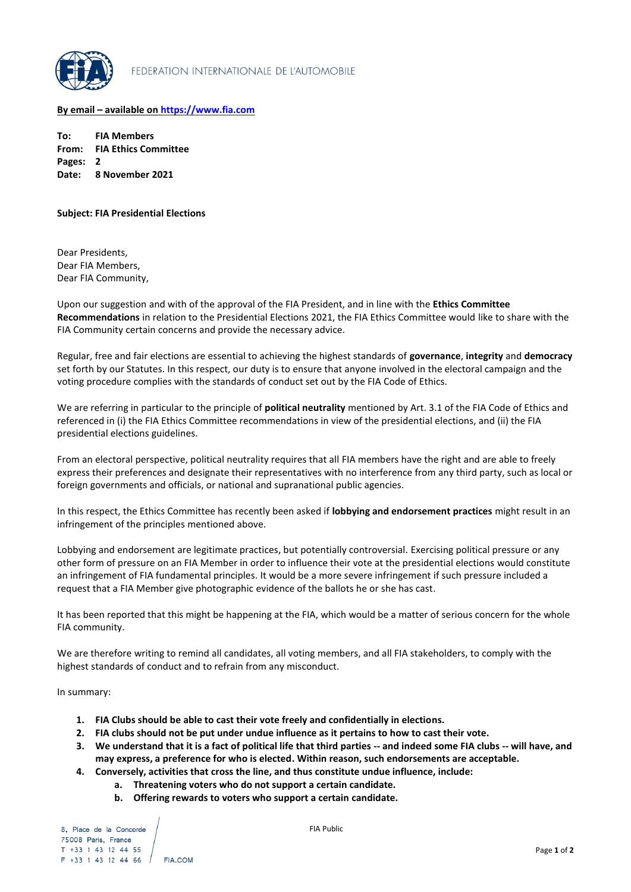FEDERATION INTERNATIONALE DE L'AUTOMOBILE

**By email – available on https://www.fia.com**

**To:** **FIA Members**
**From:** **FIA Ethics Committee**
**Pages:** **2**
**Date:** **8 November 2021**

**Subject: FIA Presidential Elections**

Dear Presidents,
Dear FIA Members,
Dear FIA Community,

Upon our suggestion and with of the approval of the FIA President, and in line with the **Ethics Committee Recommendations** in relation to the Presidential Elections 2021, the FIA Ethics Committee would like to share with the FIA Community certain concerns and provide the necessary advice.

Regular, free and fair elections are essential to achieving the highest standards of **governance**, **integrity** and **democracy** set forth by our Statutes. In this respect, our duty is to ensure that anyone involved in the electoral campaign and the voting procedure complies with the standards of conduct set out by the FIA Code of Ethics.

We are referring in particular to the principle of **political neutrality** mentioned by Art. 3.1 of the FIA Code of Ethics and referenced in (i) the FIA Ethics Committee recommendations in view of the presidential elections, and (ii) the FIA presidential elections guidelines.

From an electoral perspective, political neutrality requires that all FIA members have the right and are able to freely express their preferences and designate their representatives with no interference from any third party, such as local or foreign governments and officials, or national and supranational public agencies.

In this respect, the Ethics Committee has recently been asked if **lobbying and endorsement practices** might result in an infringement of the principles mentioned above.

Lobbying and endorsement are legitimate practices, but potentially controversial. Exercising political pressure or any other form of pressure on an FIA Member in order to influence their vote at the presidential elections would constitute an infringement of FIA fundamental principles. It would be a more severe infringement if such pressure included a request that a FIA Member give photographic evidence of the ballots he or she has cast.

It has been reported that this might be happening at the FIA, which would be a matter of serious concern for the whole FIA community.

We are therefore writing to remind all candidates, all voting members, and all FIA stakeholders, to comply with the highest standards of conduct and to refrain from any misconduct.

In summary:

1. **FIA Clubs should be able to cast their vote freely and confidentially in elections.**
2. **FIA clubs should not be put under undue influence as it pertains to how to cast their vote.**
3. **We understand that it is a fact of political life that third parties -- and indeed some FIA clubs -- will have, and may express, a preference for who is elected. Within reason, such endorsements are acceptable.**
4. **Conversely, activities that cross the line, and thus constitute undue influence, include:**
    a. **Threatening voters who do not support a certain candidate.**
    b. **Offering rewards to voters who support a certain candidate.**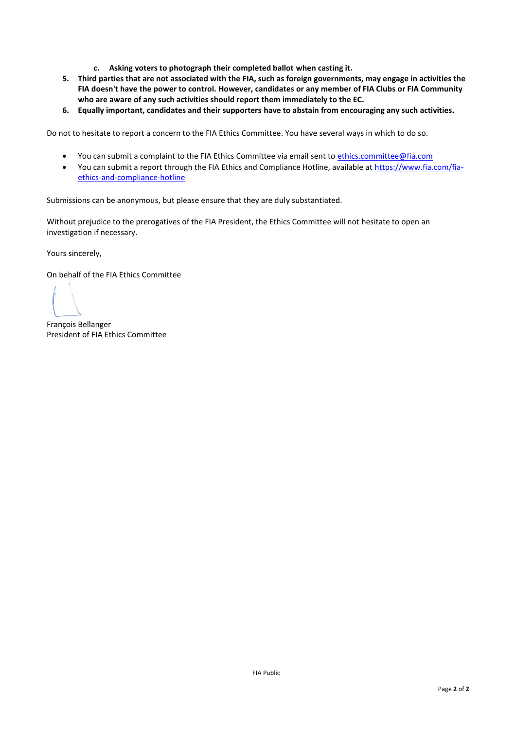c. **Asking voters to photograph their completed ballot when casting it.**

5. **Third parties that are not associated with the FIA, such as foreign governments, may engage in activities the FIA doesn't have the power to control. However, candidates or any member of FIA Clubs or FIA Community who are aware of any such activities should report them immediately to the EC.**
6. **Equally important, candidates and their supporters have to abstain from encouraging any such activities.**

Do not to hesitate to report a concern to the FIA Ethics Committee. You have several ways in which to do so.

- You can submit a complaint to the FIA Ethics Committee via email sent to ethics.committee@fia.com
- You can submit a report through the FIA Ethics and Compliance Hotline, available at https://www.fia.com/fia-ethics-and-compliance-hotline

Submissions can be anonymous, but please ensure that they are duly substantiated.

Without prejudice to the prerogatives of the FIA President, the Ethics Committee will not hesitate to open an investigation if necessary.

Yours sincerely,

On behalf of the FIA Ethics Committee

François Bellanger
President of FIA Ethics Committee

FIA Public